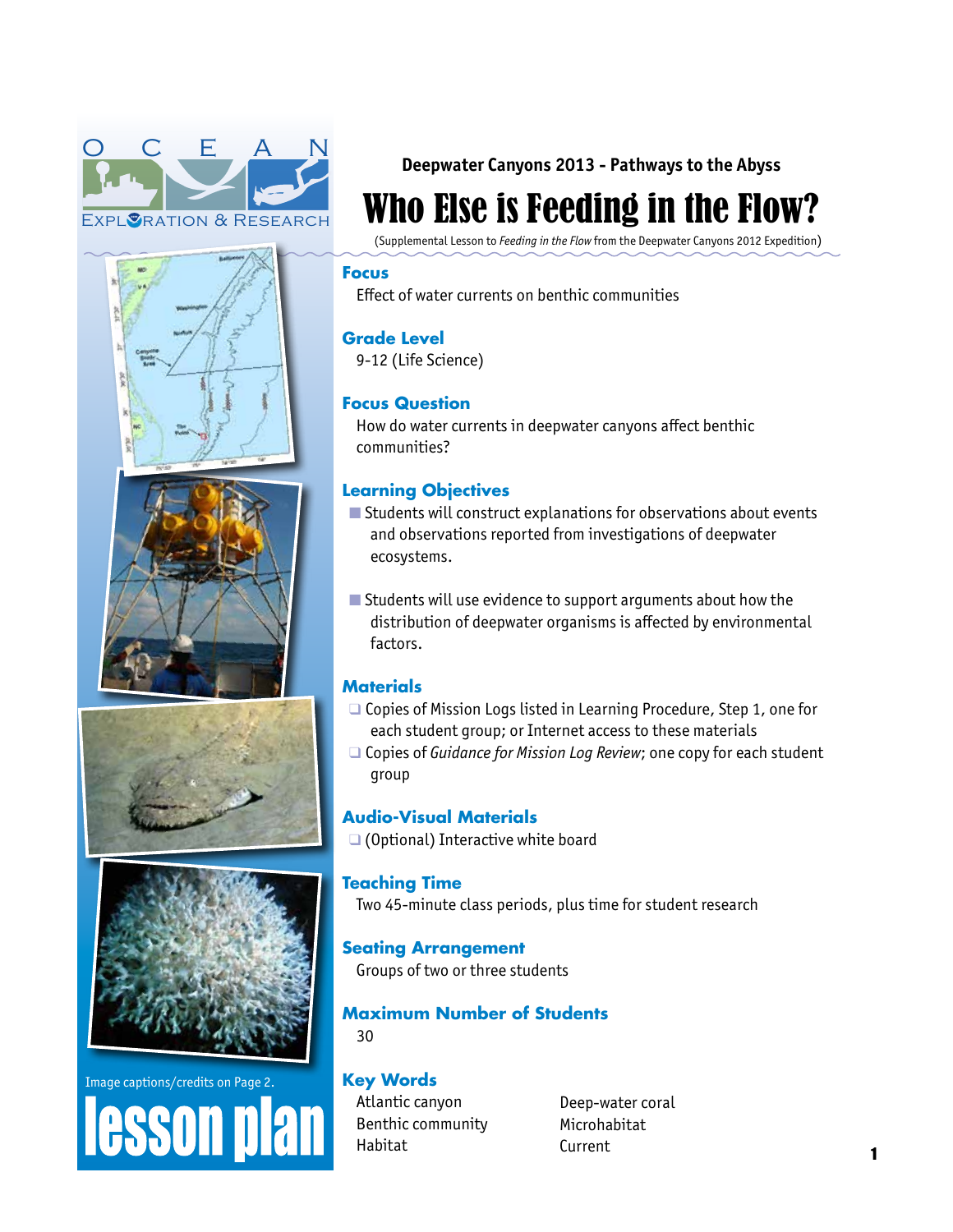Deepwater Canyons 2013 - Pathways to the Abyss

# Who Else is Feeding in the Flow?

(Supplemental Lesson to *Feeding in the Flow* from the Deepwater Canyons 2012 Expedition)

Image captions/credits on Page 2.

lesson plan

## Focus

Effect of water currents on benthic communities

## Grade Level

9-12 (Life Science)

## Focus Question

How do water currents in deepwater canyons affect benthic communities?

## Learning Objectives

- Students will construct explanations for observations about events and observations reported from investigations of deepwater ecosystems.
- Students will use evidence to support arguments about how the distribution of deepwater organisms is affected by environmental factors.

## Materials

- Copies of Mission Logs listed in Learning Procedure, Step 1, one for each student group; or Internet access to these materials
- Copies of *Guidance for Mission Log Review*; one copy for each student group

## Audio-Visual Materials

- (Optional) Interactive white board

## Teaching Time

Two 45-minute class periods, plus time for student research

## Seating Arrangement

Groups of two or three students

## Maximum Number of Students

30

## Key Words

Atlantic canyon
Benthic community
Habitat
Deep-water coral
Microhabitat
Current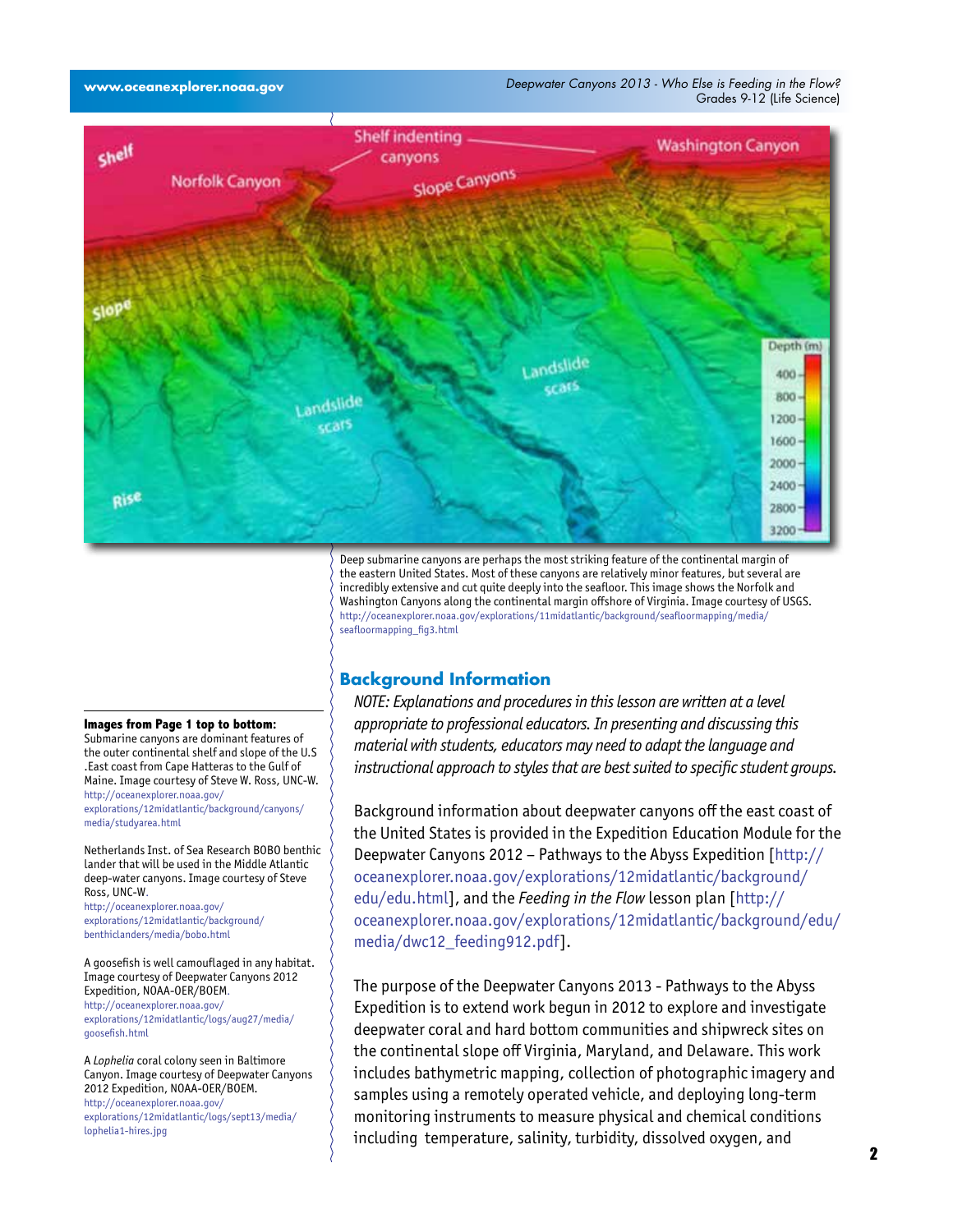Deep submarine canyons are perhaps the most striking feature of the continental margin of the eastern United States. Most of these canyons are relatively minor features, but several are incredibly extensive and cut quite deeply into the seafloor. This image shows the Norfolk and Washington Canyons along the continental margin offshore of Virginia. Image courtesy of USGS.
http://oceanexplorer.noaa.gov/explorations/11midatlantic/background/seafloormapping/media/seafloormapping_fig3.html

**Images from Page 1 top to bottom:**

Submarine canyons are dominant features of the outer continental shelf and slope of the U.S .East coast from Cape Hatteras to the Gulf of Maine. Image courtesy of Steve W. Ross, UNC-W.
http://oceanexplorer.noaa.gov/explorations/12midatlantic/background/canyons/media/studyarea.html

Netherlands Inst. of Sea Research BOBO benthic lander that will be used in the Middle Atlantic deep-water canyons. Image courtesy of Steve Ross, UNC-W.
http://oceanexplorer.noaa.gov/explorations/12midatlantic/background/benthiclanders/media/bobo.html

A goosefish is well camouflaged in any habitat. Image courtesy of Deepwater Canyons 2012 Expedition, NOAA-OER/BOEM.
http://oceanexplorer.noaa.gov/explorations/12midatlantic/logs/aug27/media/goosefish.html

A *Lophelia* coral colony seen in Baltimore Canyon. Image courtesy of Deepwater Canyons 2012 Expedition, NOAA-OER/BOEM.
http://oceanexplorer.noaa.gov/explorations/12midatlantic/logs/sept13/media/lophelia1-hires.jpg

## Background Information

*NOTE: Explanations and procedures in this lesson are written at a level appropriate to professional educators. In presenting and discussing this material with students, educators may need to adapt the language and instructional approach to styles that are best suited to specific student groups.*

Background information about deepwater canyons off the east coast of the United States is provided in the Expedition Education Module for the Deepwater Canyons 2012 – Pathways to the Abyss Expedition [http://oceanexplorer.noaa.gov/explorations/12midatlantic/background/edu/edu.html], and the *Feeding in the Flow* lesson plan [http://oceanexplorer.noaa.gov/explorations/12midatlantic/background/edu/media/dwc12_feeding912.pdf].

The purpose of the Deepwater Canyons 2013 - Pathways to the Abyss Expedition is to extend work begun in 2012 to explore and investigate deepwater coral and hard bottom communities and shipwreck sites on the continental slope off Virginia, Maryland, and Delaware. This work includes bathymetric mapping, collection of photographic imagery and samples using a remotely operated vehicle, and deploying long-term monitoring instruments to measure physical and chemical conditions including temperature, salinity, turbidity, dissolved oxygen, and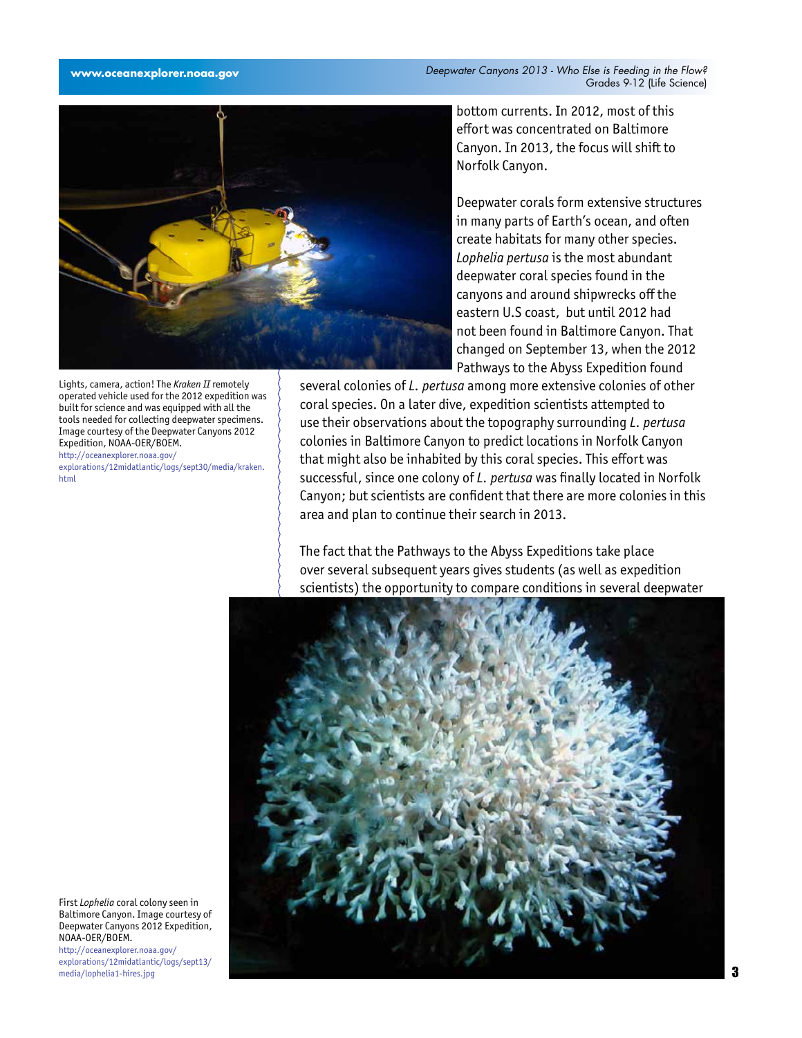bottom currents. In 2012, most of this effort was concentrated on Baltimore Canyon. In 2013, the focus will shift to Norfolk Canyon.

Lights, camera, action! The *Kraken II* remotely operated vehicle used for the 2012 expedition was built for science and was equipped with all the tools needed for collecting deepwater specimens. Image courtesy of the Deepwater Canyons 2012 Expedition, NOAA-OER/BOEM. http://oceanexplorer.noaa.gov/explorations/12midatlantic/logs/sept30/media/kraken.html

Deepwater corals form extensive structures in many parts of Earth's ocean, and often create habitats for many other species. *Lophelia pertusa* is the most abundant deepwater coral species found in the canyons and around shipwrecks off the eastern U.S coast, but until 2012 had not been found in Baltimore Canyon. That changed on September 13, when the 2012 Pathways to the Abyss Expedition found several colonies of *L. pertusa* among more extensive colonies of other coral species. On a later dive, expedition scientists attempted to use their observations about the topography surrounding *L. pertusa* colonies in Baltimore Canyon to predict locations in Norfolk Canyon that might also be inhabited by this coral species. This effort was successful, since one colony of *L. pertusa* was finally located in Norfolk Canyon; but scientists are confident that there are more colonies in this area and plan to continue their search in 2013.

The fact that the Pathways to the Abyss Expeditions take place over several subsequent years gives students (as well as expedition scientists) the opportunity to compare conditions in several deepwater

First *Lophelia* coral colony seen in Baltimore Canyon. Image courtesy of Deepwater Canyons 2012 Expedition, NOAA-OER/BOEM. http://oceanexplorer.noaa.gov/explorations/12midatlantic/logs/sept13/media/lophelia1-hires.jpg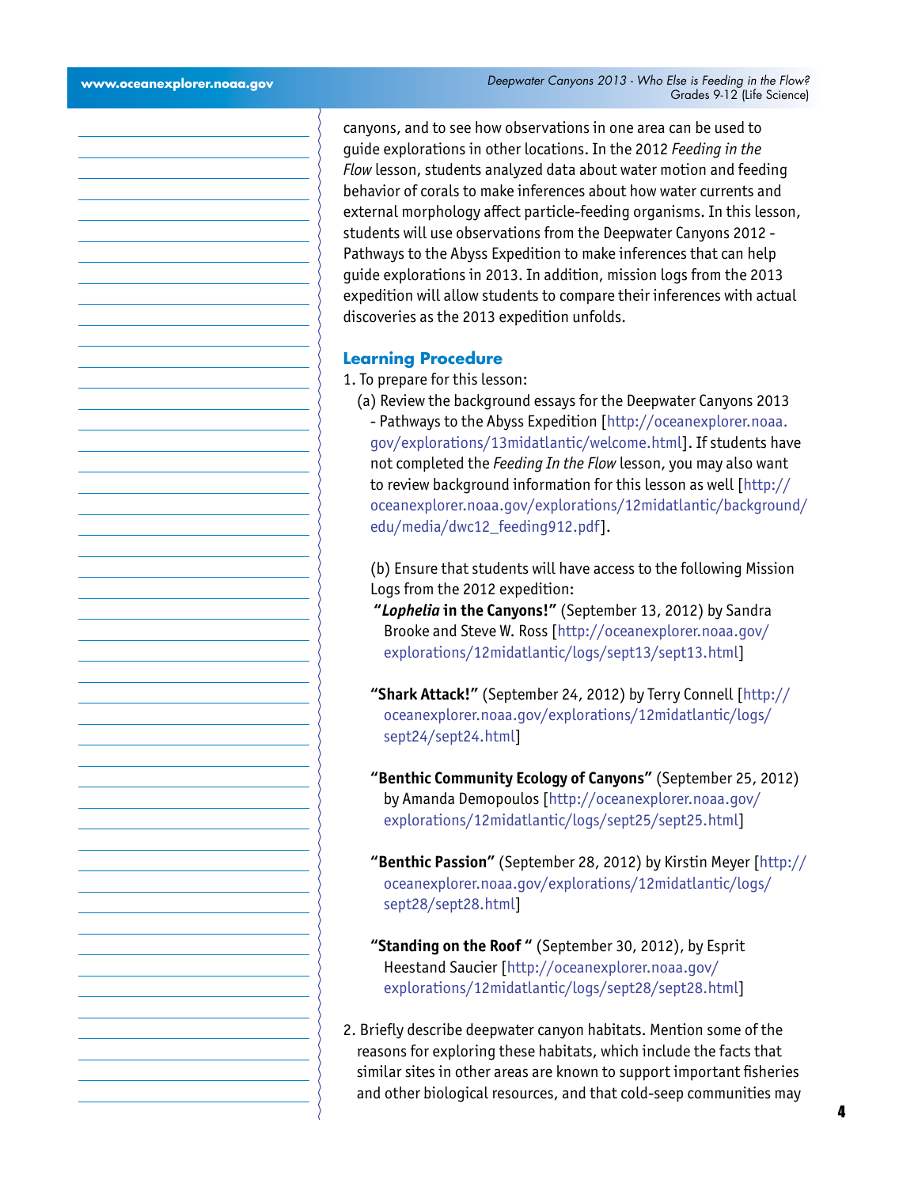canyons, and to see how observations in one area can be used to guide explorations in other locations. In the 2012 *Feeding in the Flow* lesson, students analyzed data about water motion and feeding behavior of corals to make inferences about how water currents and external morphology affect particle-feeding organisms. In this lesson, students will use observations from the Deepwater Canyons 2012 - Pathways to the Abyss Expedition to make inferences that can help guide explorations in 2013. In addition, mission logs from the 2013 expedition will allow students to compare their inferences with actual discoveries as the 2013 expedition unfolds.

## Learning Procedure

1. To prepare for this lesson:

   (a) Review the background essays for the Deepwater Canyons 2013 - Pathways to the Abyss Expedition [http://oceanexplorer.noaa.gov/explorations/13midatlantic/welcome.html]. If students have not completed the *Feeding In the Flow* lesson, you may also want to review background information for this lesson as well [http://oceanexplorer.noaa.gov/explorations/12midatlantic/background/edu/media/dwc12_feeding912.pdf].

   (b) Ensure that students will have access to the following Mission Logs from the 2012 expedition:

   **"*Lophelia* in the Canyons!"** (September 13, 2012) by Sandra Brooke and Steve W. Ross [http://oceanexplorer.noaa.gov/explorations/12midatlantic/logs/sept13/sept13.html]

   **"Shark Attack!"** (September 24, 2012) by Terry Connell [http://oceanexplorer.noaa.gov/explorations/12midatlantic/logs/sept24/sept24.html]

   **"Benthic Community Ecology of Canyons"** (September 25, 2012) by Amanda Demopoulos [http://oceanexplorer.noaa.gov/explorations/12midatlantic/logs/sept25/sept25.html]

   **"Benthic Passion"** (September 28, 2012) by Kirstin Meyer [http://oceanexplorer.noaa.gov/explorations/12midatlantic/logs/sept28/sept28.html]

   **"Standing on the Roof "** (September 30, 2012), by Esprit Heestand Saucier [http://oceanexplorer.noaa.gov/explorations/12midatlantic/logs/sept28/sept28.html]

2. Briefly describe deepwater canyon habitats. Mention some of the reasons for exploring these habitats, which include the facts that similar sites in other areas are known to support important fisheries and other biological resources, and that cold-seep communities may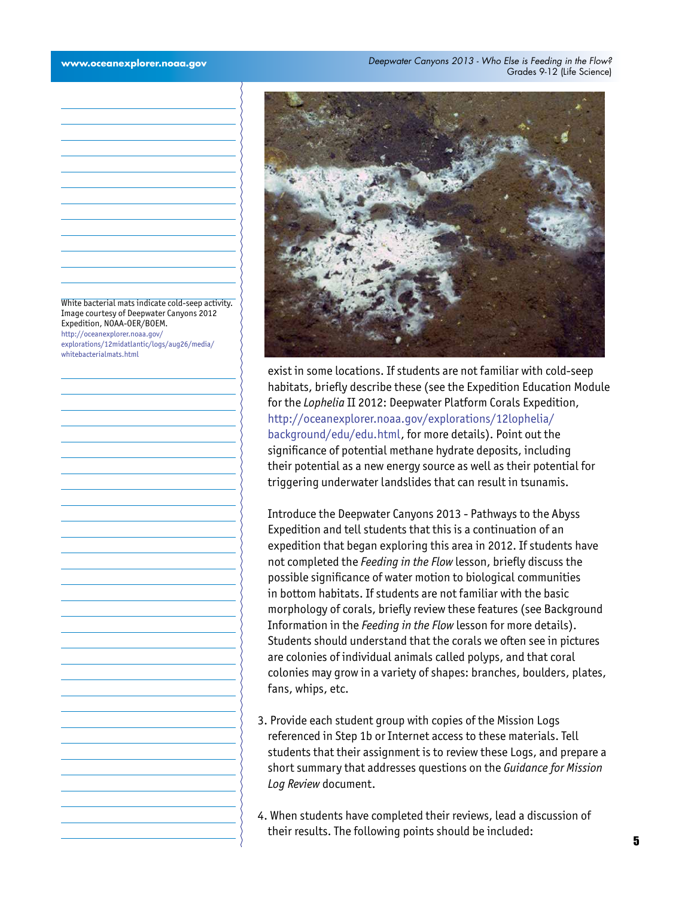White bacterial mats indicate cold-seep activity. Image courtesy of Deepwater Canyons 2012 Expedition, NOAA-OER/BOEM.
http://oceanexplorer.noaa.gov/explorations/12midatlantic/logs/aug26/media/whitebacterialmats.html

exist in some locations. If students are not familiar with cold-seep habitats, briefly describe these (see the Expedition Education Module for the *Lophelia* II 2012: Deepwater Platform Corals Expedition, http://oceanexplorer.noaa.gov/explorations/12lophelia/background/edu/edu.html, for more details). Point out the significance of potential methane hydrate deposits, including their potential as a new energy source as well as their potential for triggering underwater landslides that can result in tsunamis.

Introduce the Deepwater Canyons 2013 - Pathways to the Abyss Expedition and tell students that this is a continuation of an expedition that began exploring this area in 2012. If students have not completed the *Feeding in the Flow* lesson, briefly discuss the possible significance of water motion to biological communities in bottom habitats. If students are not familiar with the basic morphology of corals, briefly review these features (see Background Information in the *Feeding in the Flow* lesson for more details). Students should understand that the corals we often see in pictures are colonies of individual animals called polyps, and that coral colonies may grow in a variety of shapes: branches, boulders, plates, fans, whips, etc.

3. Provide each student group with copies of the Mission Logs referenced in Step 1b or Internet access to these materials. Tell students that their assignment is to review these Logs, and prepare a short summary that addresses questions on the *Guidance for Mission Log Review* document.

4. When students have completed their reviews, lead a discussion of their results. The following points should be included: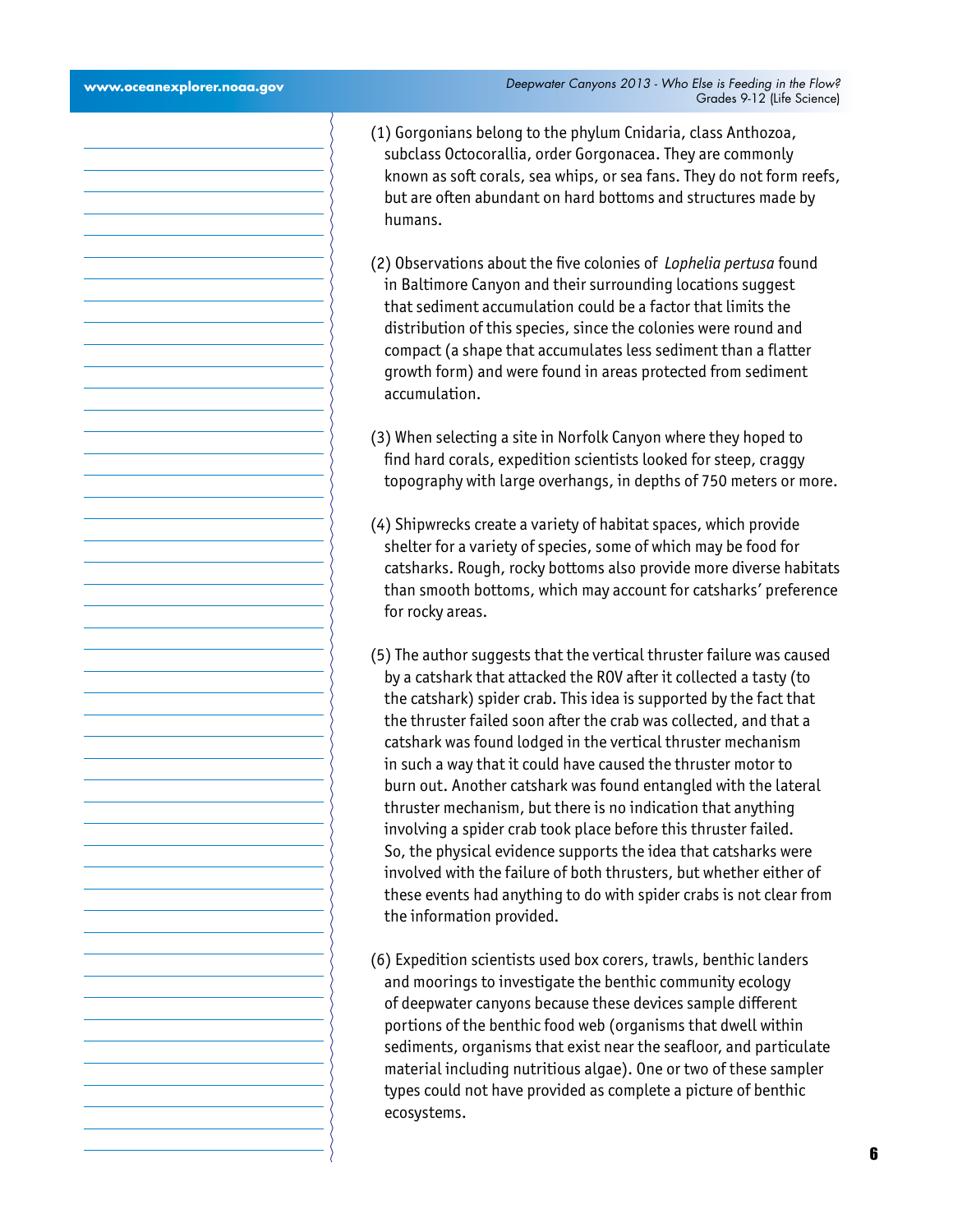(1) Gorgonians belong to the phylum Cnidaria, class Anthozoa, subclass Octocorallia, order Gorgonacea. They are commonly known as soft corals, sea whips, or sea fans. They do not form reefs, but are often abundant on hard bottoms and structures made by humans.

(2) Observations about the five colonies of *Lophelia pertusa* found in Baltimore Canyon and their surrounding locations suggest that sediment accumulation could be a factor that limits the distribution of this species, since the colonies were round and compact (a shape that accumulates less sediment than a flatter growth form) and were found in areas protected from sediment accumulation.

(3) When selecting a site in Norfolk Canyon where they hoped to find hard corals, expedition scientists looked for steep, craggy topography with large overhangs, in depths of 750 meters or more.

(4) Shipwrecks create a variety of habitat spaces, which provide shelter for a variety of species, some of which may be food for catsharks. Rough, rocky bottoms also provide more diverse habitats than smooth bottoms, which may account for catsharks' preference for rocky areas.

(5) The author suggests that the vertical thruster failure was caused by a catshark that attacked the ROV after it collected a tasty (to the catshark) spider crab. This idea is supported by the fact that the thruster failed soon after the crab was collected, and that a catshark was found lodged in the vertical thruster mechanism in such a way that it could have caused the thruster motor to burn out. Another catshark was found entangled with the lateral thruster mechanism, but there is no indication that anything involving a spider crab took place before this thruster failed. So, the physical evidence supports the idea that catsharks were involved with the failure of both thrusters, but whether either of these events had anything to do with spider crabs is not clear from the information provided.

(6) Expedition scientists used box corers, trawls, benthic landers and moorings to investigate the benthic community ecology of deepwater canyons because these devices sample different portions of the benthic food web (organisms that dwell within sediments, organisms that exist near the seafloor, and particulate material including nutritious algae). One or two of these sampler types could not have provided as complete a picture of benthic ecosystems.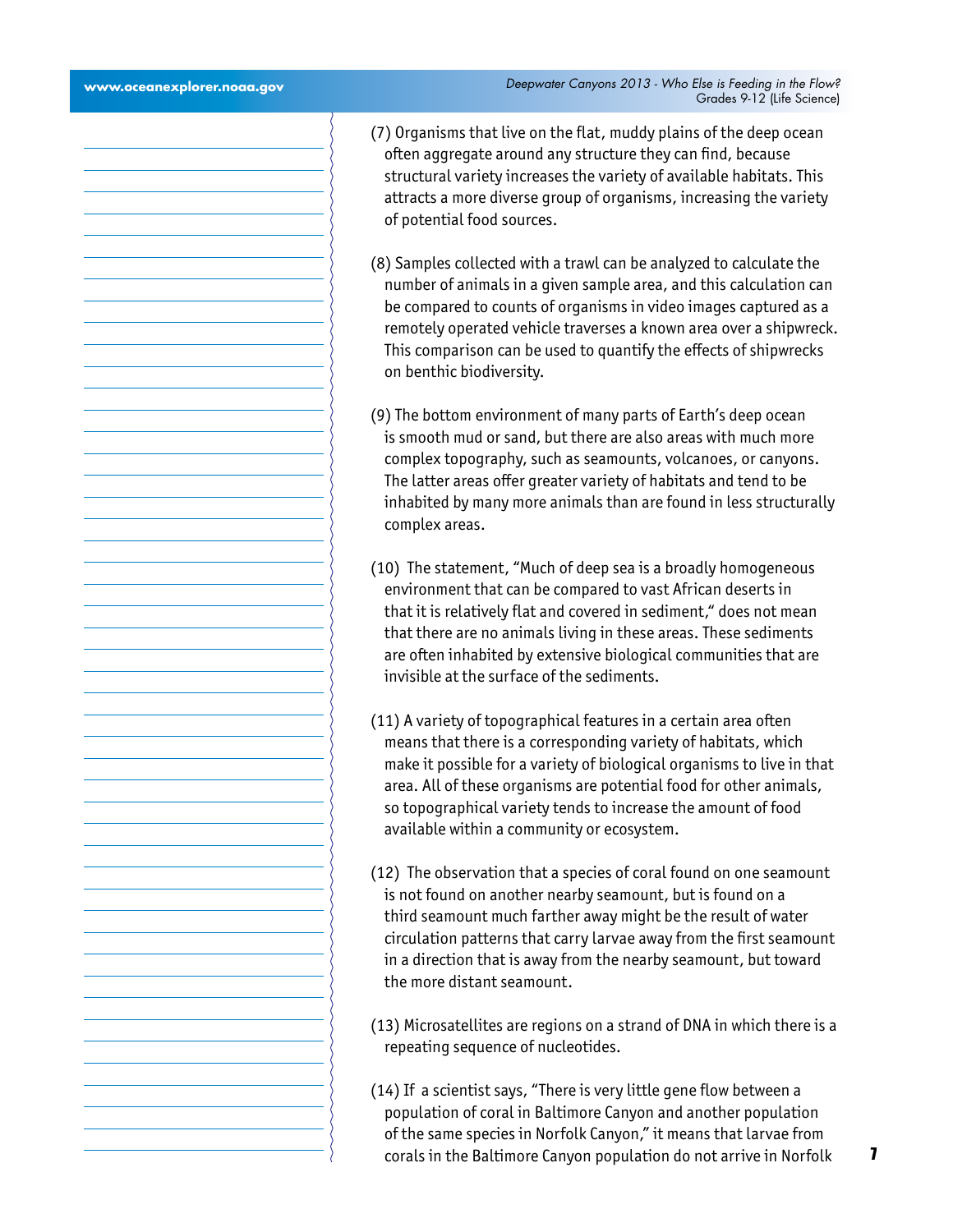(7) Organisms that live on the flat, muddy plains of the deep ocean often aggregate around any structure they can find, because structural variety increases the variety of available habitats. This attracts a more diverse group of organisms, increasing the variety of potential food sources.

(8) Samples collected with a trawl can be analyzed to calculate the number of animals in a given sample area, and this calculation can be compared to counts of organisms in video images captured as a remotely operated vehicle traverses a known area over a shipwreck. This comparison can be used to quantify the effects of shipwrecks on benthic biodiversity.

(9) The bottom environment of many parts of Earth's deep ocean is smooth mud or sand, but there are also areas with much more complex topography, such as seamounts, volcanoes, or canyons. The latter areas offer greater variety of habitats and tend to be inhabited by many more animals than are found in less structurally complex areas.

(10) The statement, "Much of deep sea is a broadly homogeneous environment that can be compared to vast African deserts in that it is relatively flat and covered in sediment," does not mean that there are no animals living in these areas. These sediments are often inhabited by extensive biological communities that are invisible at the surface of the sediments.

(11) A variety of topographical features in a certain area often means that there is a corresponding variety of habitats, which make it possible for a variety of biological organisms to live in that area. All of these organisms are potential food for other animals, so topographical variety tends to increase the amount of food available within a community or ecosystem.

(12) The observation that a species of coral found on one seamount is not found on another nearby seamount, but is found on a third seamount much farther away might be the result of water circulation patterns that carry larvae away from the first seamount in a direction that is away from the nearby seamount, but toward the more distant seamount.

(13) Microsatellites are regions on a strand of DNA in which there is a repeating sequence of nucleotides.

(14) If a scientist says, "There is very little gene flow between a population of coral in Baltimore Canyon and another population of the same species in Norfolk Canyon," it means that larvae from corals in the Baltimore Canyon population do not arrive in Norfolk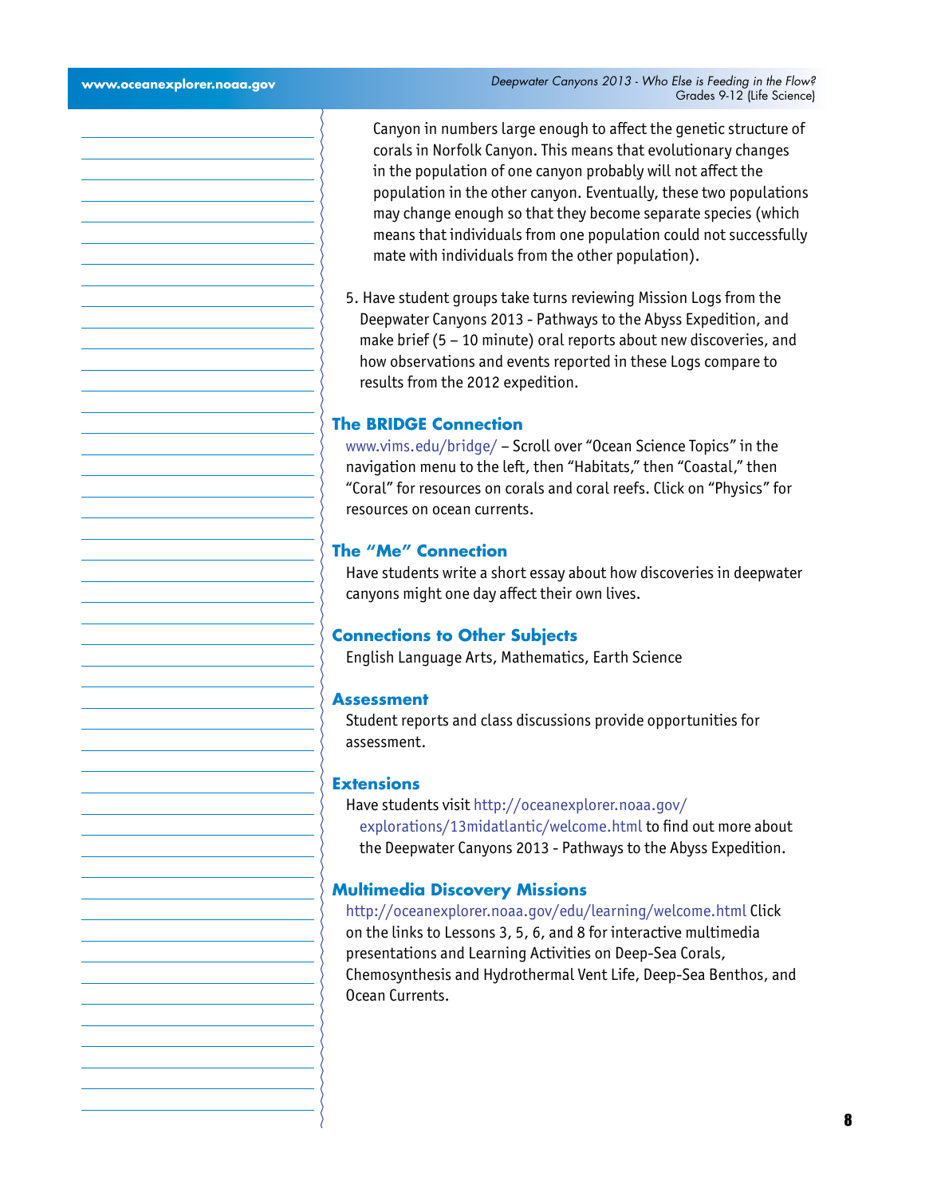Canyon in numbers large enough to affect the genetic structure of corals in Norfolk Canyon. This means that evolutionary changes in the population of one canyon probably will not affect the population in the other canyon. Eventually, these two populations may change enough so that they become separate species (which means that individuals from one population could not successfully mate with individuals from the other population).

5. Have student groups take turns reviewing Mission Logs from the Deepwater Canyons 2013 - Pathways to the Abyss Expedition, and make brief (5 – 10 minute) oral reports about new discoveries, and how observations and events reported in these Logs compare to results from the 2012 expedition.

## The BRIDGE Connection

www.vims.edu/bridge/ – Scroll over "Ocean Science Topics" in the navigation menu to the left, then "Habitats," then "Coastal," then "Coral" for resources on corals and coral reefs. Click on "Physics" for resources on ocean currents.

## The "Me" Connection

Have students write a short essay about how discoveries in deepwater canyons might one day affect their own lives.

## Connections to Other Subjects

English Language Arts, Mathematics, Earth Science

## Assessment

Student reports and class discussions provide opportunities for assessment.

## Extensions

Have students visit http://oceanexplorer.noaa.gov/explorations/13midatlantic/welcome.html to find out more about the Deepwater Canyons 2013 - Pathways to the Abyss Expedition.

## Multimedia Discovery Missions

http://oceanexplorer.noaa.gov/edu/learning/welcome.html Click on the links to Lessons 3, 5, 6, and 8 for interactive multimedia presentations and Learning Activities on Deep-Sea Corals, Chemosynthesis and Hydrothermal Vent Life, Deep-Sea Benthos, and Ocean Currents.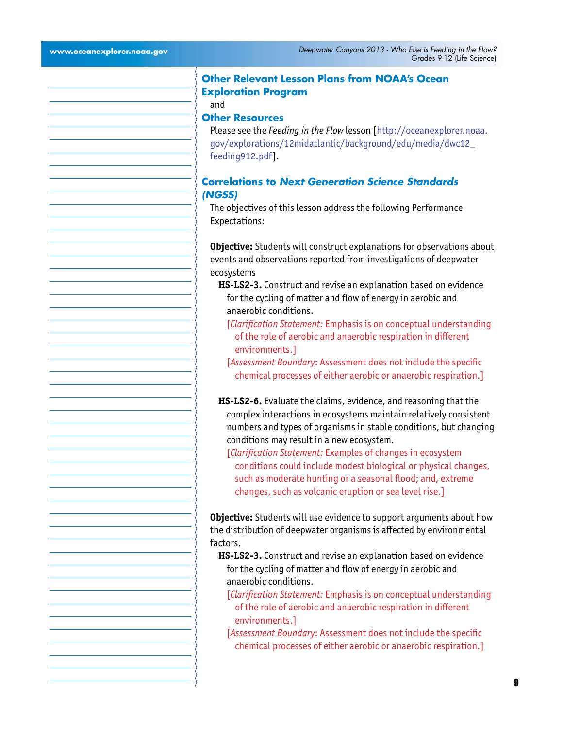## Other Relevant Lesson Plans from NOAA's Ocean Exploration Program

and

## Other Resources

Please see the *Feeding in the Flow* lesson [http://oceanexplorer.noaa.gov/explorations/12midatlantic/background/edu/media/dwc12_feeding912.pdf].

## Correlations to *Next Generation Science Standards (NGSS)*

The objectives of this lesson address the following Performance Expectations:

**Objective:** Students will construct explanations for observations about events and observations reported from investigations of deepwater ecosystems

**HS-LS2-3.** Construct and revise an explanation based on evidence for the cycling of matter and flow of energy in aerobic and anaerobic conditions.

[*Clarification Statement:* Emphasis is on conceptual understanding of the role of aerobic and anaerobic respiration in different environments.]

[*Assessment Boundary*: Assessment does not include the specific chemical processes of either aerobic or anaerobic respiration.]

**HS-LS2-6.** Evaluate the claims, evidence, and reasoning that the complex interactions in ecosystems maintain relatively consistent numbers and types of organisms in stable conditions, but changing conditions may result in a new ecosystem.

[*Clarification Statement:* Examples of changes in ecosystem conditions could include modest biological or physical changes, such as moderate hunting or a seasonal flood; and, extreme changes, such as volcanic eruption or sea level rise.]

**Objective:** Students will use evidence to support arguments about how the distribution of deepwater organisms is affected by environmental factors.

**HS-LS2-3.** Construct and revise an explanation based on evidence for the cycling of matter and flow of energy in aerobic and anaerobic conditions.

[*Clarification Statement:* Emphasis is on conceptual understanding of the role of aerobic and anaerobic respiration in different environments.]

[*Assessment Boundary*: Assessment does not include the specific chemical processes of either aerobic or anaerobic respiration.]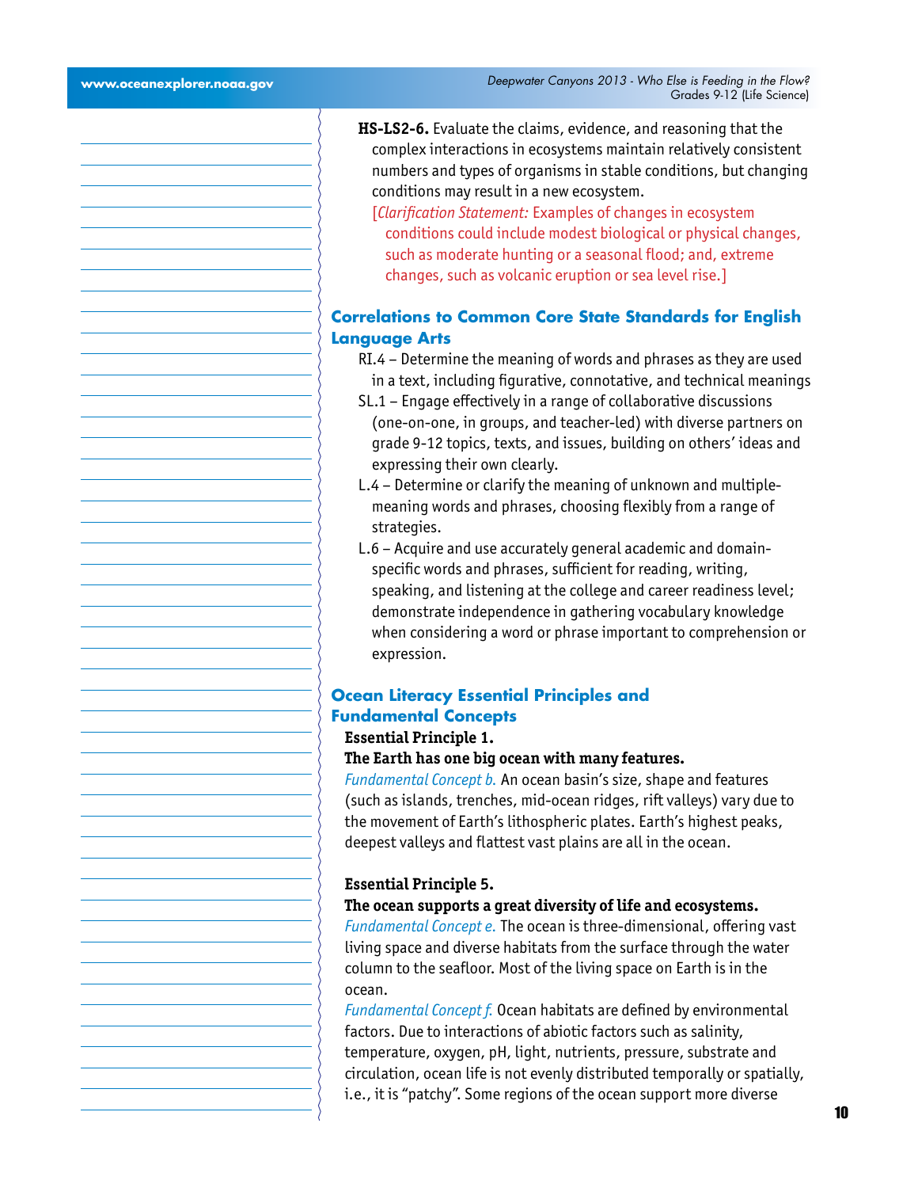**HS-LS2-6.** Evaluate the claims, evidence, and reasoning that the complex interactions in ecosystems maintain relatively consistent numbers and types of organisms in stable conditions, but changing conditions may result in a new ecosystem.

[*Clarification Statement:* Examples of changes in ecosystem conditions could include modest biological or physical changes, such as moderate hunting or a seasonal flood; and, extreme changes, such as volcanic eruption or sea level rise.]

## Correlations to Common Core State Standards for English Language Arts

RI.4 – Determine the meaning of words and phrases as they are used in a text, including figurative, connotative, and technical meanings

SL.1 – Engage effectively in a range of collaborative discussions (one-on-one, in groups, and teacher-led) with diverse partners on grade 9-12 topics, texts, and issues, building on others' ideas and expressing their own clearly.

L.4 – Determine or clarify the meaning of unknown and multiple-meaning words and phrases, choosing flexibly from a range of strategies.

L.6 – Acquire and use accurately general academic and domain-specific words and phrases, sufficient for reading, writing, speaking, and listening at the college and career readiness level; demonstrate independence in gathering vocabulary knowledge when considering a word or phrase important to comprehension or expression.

## Ocean Literacy Essential Principles and Fundamental Concepts

**Essential Principle 1.**

**The Earth has one big ocean with many features.**

*Fundamental Concept b.* An ocean basin's size, shape and features (such as islands, trenches, mid-ocean ridges, rift valleys) vary due to the movement of Earth's lithospheric plates. Earth's highest peaks, deepest valleys and flattest vast plains are all in the ocean.

**Essential Principle 5.**

**The ocean supports a great diversity of life and ecosystems.**

*Fundamental Concept e.* The ocean is three-dimensional, offering vast living space and diverse habitats from the surface through the water column to the seafloor. Most of the living space on Earth is in the ocean.

*Fundamental Concept f.* Ocean habitats are defined by environmental factors. Due to interactions of abiotic factors such as salinity, temperature, oxygen, pH, light, nutrients, pressure, substrate and circulation, ocean life is not evenly distributed temporally or spatially, i.e., it is "patchy". Some regions of the ocean support more diverse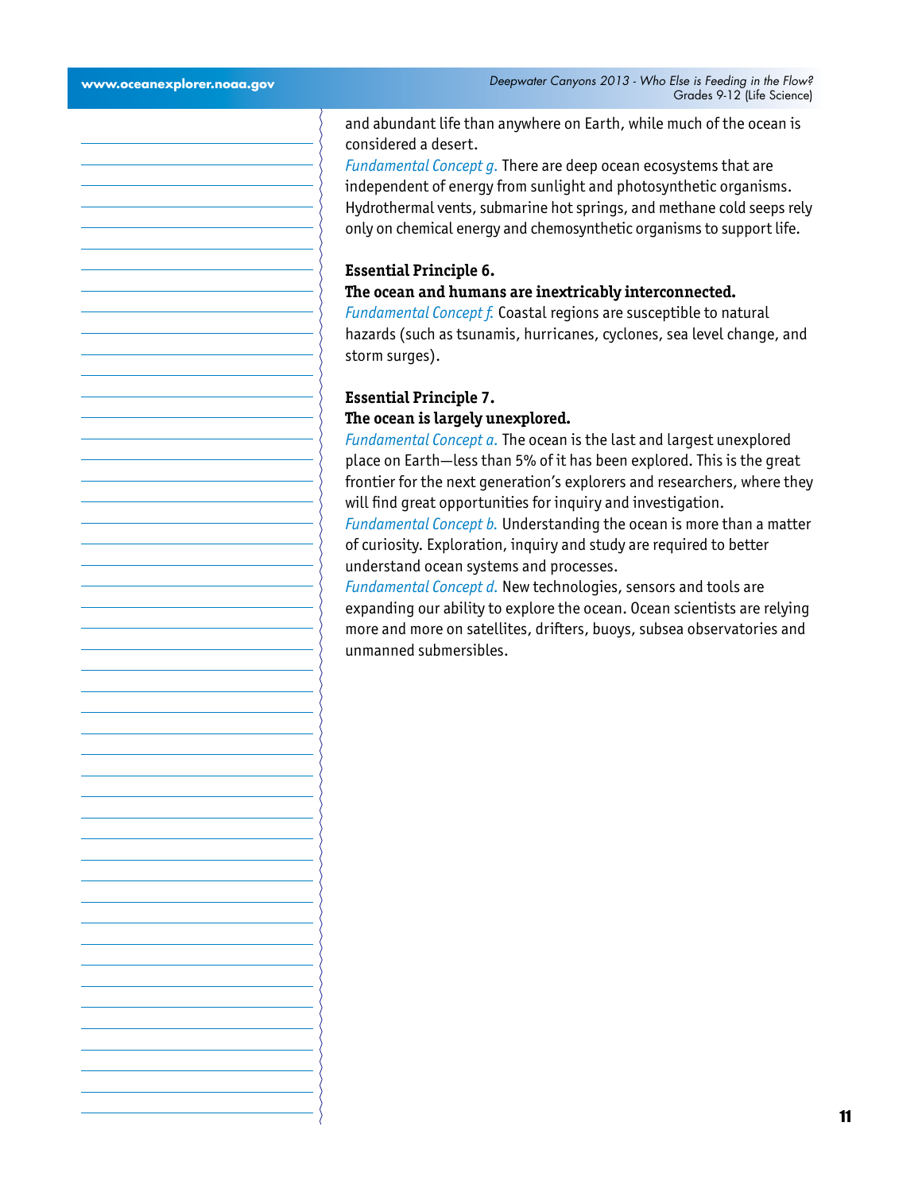and abundant life than anywhere on Earth, while much of the ocean is considered a desert.

*Fundamental Concept g.* There are deep ocean ecosystems that are independent of energy from sunlight and photosynthetic organisms. Hydrothermal vents, submarine hot springs, and methane cold seeps rely only on chemical energy and chemosynthetic organisms to support life.

**Essential Principle 6.**

**The ocean and humans are inextricably interconnected.**

*Fundamental Concept f.* Coastal regions are susceptible to natural hazards (such as tsunamis, hurricanes, cyclones, sea level change, and storm surges).

**Essential Principle 7.**

**The ocean is largely unexplored.**

*Fundamental Concept a.* The ocean is the last and largest unexplored place on Earth—less than 5% of it has been explored. This is the great frontier for the next generation's explorers and researchers, where they will find great opportunities for inquiry and investigation.

*Fundamental Concept b.* Understanding the ocean is more than a matter of curiosity. Exploration, inquiry and study are required to better understand ocean systems and processes.

*Fundamental Concept d.* New technologies, sensors and tools are expanding our ability to explore the ocean. Ocean scientists are relying more and more on satellites, drifters, buoys, subsea observatories and unmanned submersibles.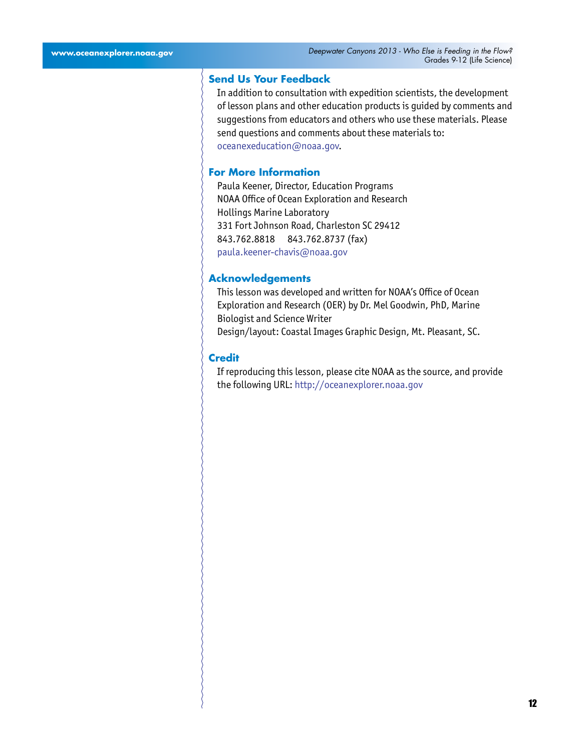## Send Us Your Feedback

In addition to consultation with expedition scientists, the development of lesson plans and other education products is guided by comments and suggestions from educators and others who use these materials. Please send questions and comments about these materials to: oceanexeducation@noaa.gov.

## For More Information

Paula Keener, Director, Education Programs
NOAA Office of Ocean Exploration and Research
Hollings Marine Laboratory
331 Fort Johnson Road, Charleston SC 29412
843.762.8818 843.762.8737 (fax)
paula.keener-chavis@noaa.gov

## Acknowledgements

This lesson was developed and written for NOAA's Office of Ocean Exploration and Research (OER) by Dr. Mel Goodwin, PhD, Marine Biologist and Science Writer
Design/layout: Coastal Images Graphic Design, Mt. Pleasant, SC.

## Credit

If reproducing this lesson, please cite NOAA as the source, and provide the following URL: http://oceanexplorer.noaa.gov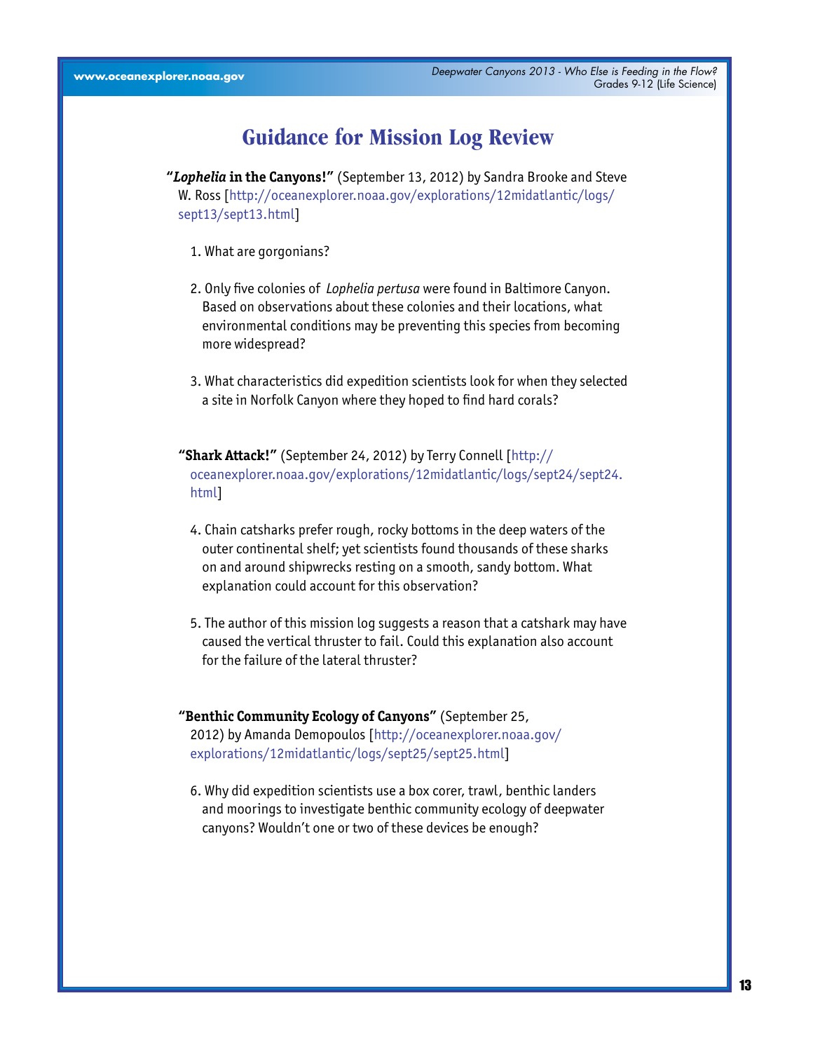# Guidance for Mission Log Review

**"*Lophelia* in the Canyons!"** (September 13, 2012) by Sandra Brooke and Steve W. Ross [http://oceanexplorer.noaa.gov/explorations/12midatlantic/logs/sept13/sept13.html]

1. What are gorgonians?

2. Only five colonies of *Lophelia pertusa* were found in Baltimore Canyon. Based on observations about these colonies and their locations, what environmental conditions may be preventing this species from becoming more widespread?

3. What characteristics did expedition scientists look for when they selected a site in Norfolk Canyon where they hoped to find hard corals?

**"Shark Attack!"** (September 24, 2012) by Terry Connell [http://oceanexplorer.noaa.gov/explorations/12midatlantic/logs/sept24/sept24.html]

4. Chain catsharks prefer rough, rocky bottoms in the deep waters of the outer continental shelf; yet scientists found thousands of these sharks on and around shipwrecks resting on a smooth, sandy bottom. What explanation could account for this observation?

5. The author of this mission log suggests a reason that a catshark may have caused the vertical thruster to fail. Could this explanation also account for the failure of the lateral thruster?

**"Benthic Community Ecology of Canyons"** (September 25, 2012) by Amanda Demopoulos [http://oceanexplorer.noaa.gov/explorations/12midatlantic/logs/sept25/sept25.html]

6. Why did expedition scientists use a box corer, trawl, benthic landers and moorings to investigate benthic community ecology of deepwater canyons? Wouldn't one or two of these devices be enough?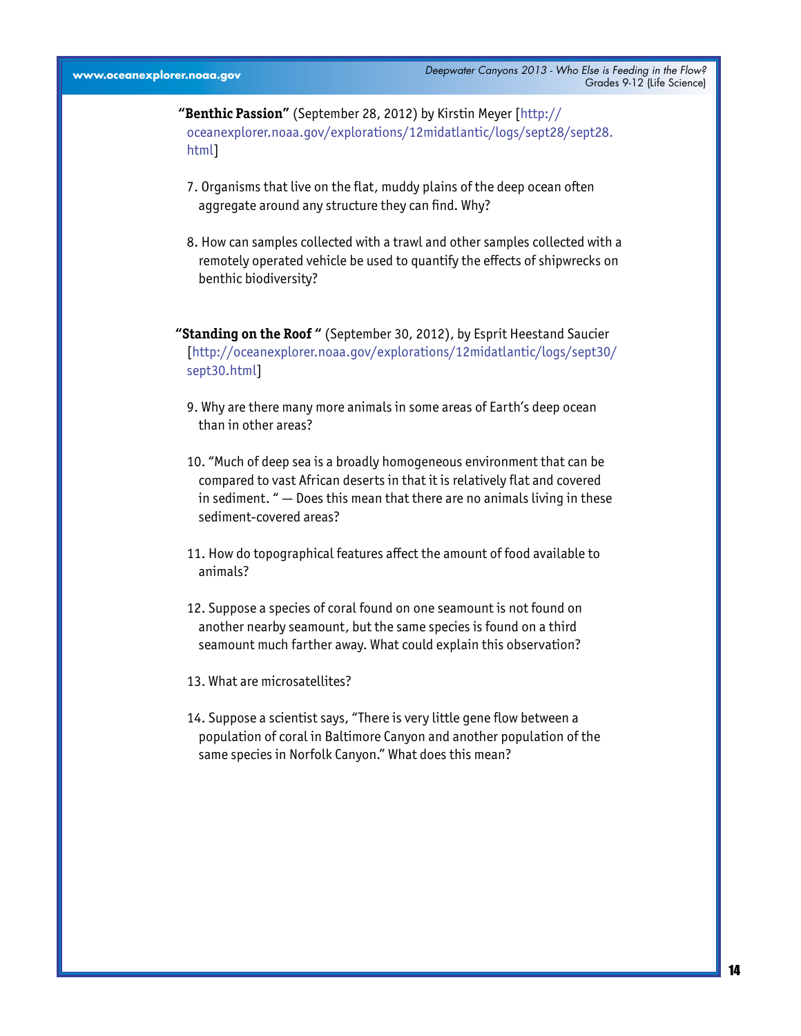**"Benthic Passion"** (September 28, 2012) by Kirstin Meyer [http://oceanexplorer.noaa.gov/explorations/12midatlantic/logs/sept28/sept28.html]

7. Organisms that live on the flat, muddy plains of the deep ocean often aggregate around any structure they can find. Why?

8. How can samples collected with a trawl and other samples collected with a remotely operated vehicle be used to quantify the effects of shipwrecks on benthic biodiversity?

**"Standing on the Roof "** (September 30, 2012), by Esprit Heestand Saucier [http://oceanexplorer.noaa.gov/explorations/12midatlantic/logs/sept30/sept30.html]

9. Why are there many more animals in some areas of Earth's deep ocean than in other areas?

10. "Much of deep sea is a broadly homogeneous environment that can be compared to vast African deserts in that it is relatively flat and covered in sediment. " — Does this mean that there are no animals living in these sediment-covered areas?

11. How do topographical features affect the amount of food available to animals?

12. Suppose a species of coral found on one seamount is not found on another nearby seamount, but the same species is found on a third seamount much farther away. What could explain this observation?

13. What are microsatellites?

14. Suppose a scientist says, "There is very little gene flow between a population of coral in Baltimore Canyon and another population of the same species in Norfolk Canyon." What does this mean?